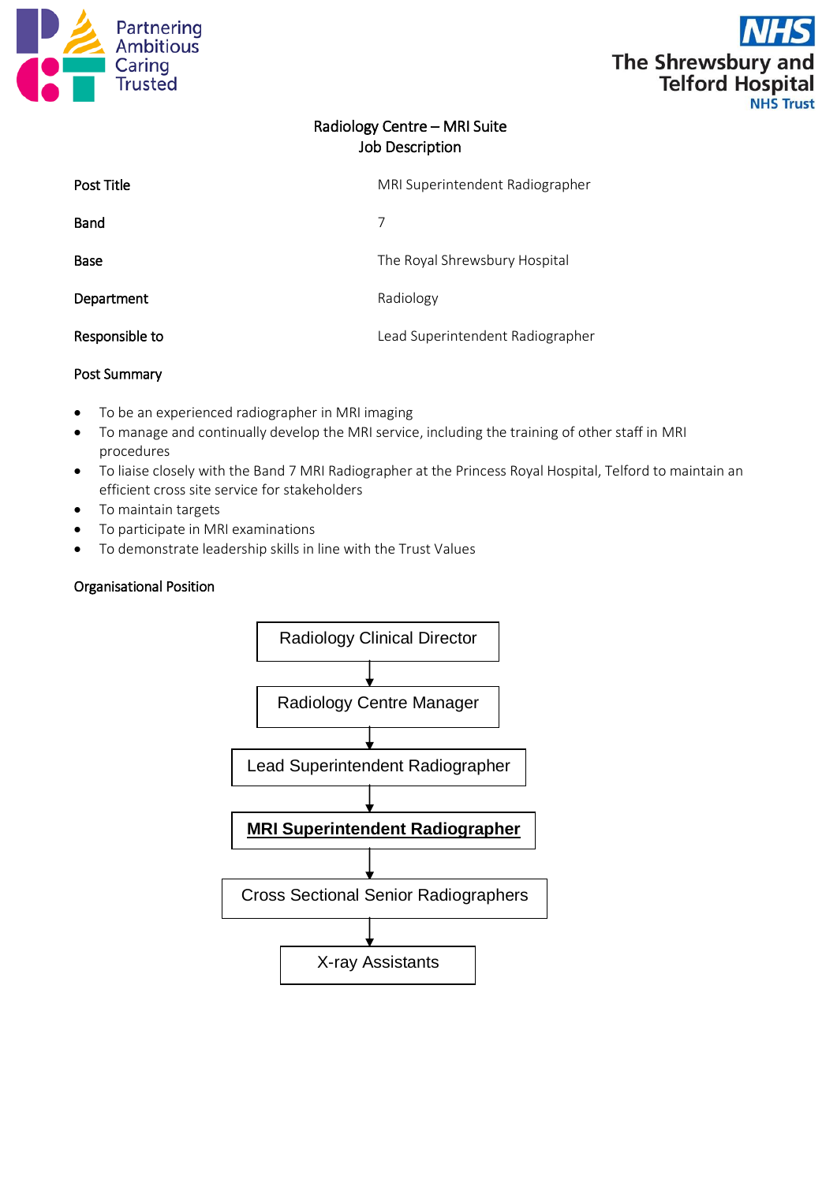Partnering
Ambitious
Caring
Trusted

NHS
The Shrewsbury and Telford Hospital
NHS Trust

# Radiology Centre – MRI Suite
## Job Description

| | |
|---|---|
| Post Title | MRI Superintendent Radiographer |
| Band | 7 |
| Base | The Royal Shrewsbury Hospital |
| Department | Radiology |
| Responsible to | Lead Superintendent Radiographer |

**Post Summary**

- To be an experienced radiographer in MRI imaging
- To manage and continually develop the MRI service, including the training of other staff in MRI procedures
- To liaise closely with the Band 7 MRI Radiographer at the Princess Royal Hospital, Telford to maintain an efficient cross site service for stakeholders
- To maintain targets
- To participate in MRI examinations
- To demonstrate leadership skills in line with the Trust Values

**Organisational Position**

Radiology Clinical Director
↓
Radiology Centre Manager
↓
Lead Superintendent Radiographer
↓
**MRI Superintendent Radiographer**
↓
Cross Sectional Senior Radiographers
↓
X-ray Assistants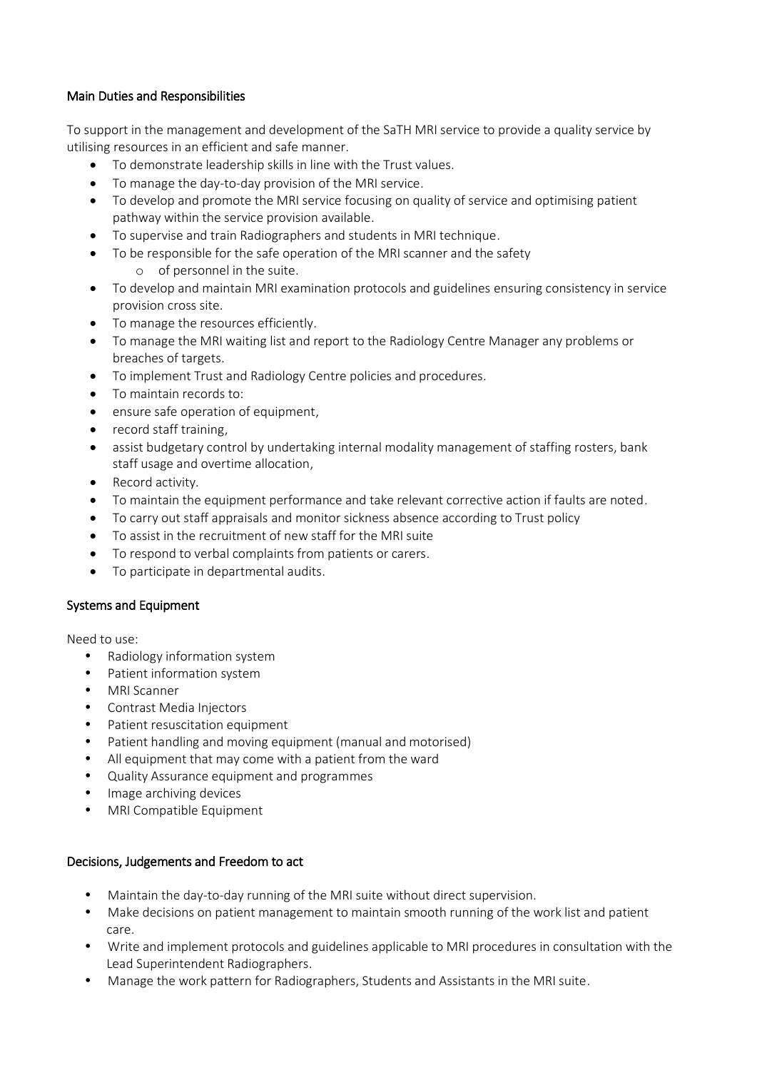### Main Duties and Responsibilities

To support in the management and development of the SaTH MRI service to provide a quality service by utilising resources in an efficient and safe manner.

- To demonstrate leadership skills in line with the Trust values.
- To manage the day-to-day provision of the MRI service.
- To develop and promote the MRI service focusing on quality of service and optimising patient pathway within the service provision available.
- To supervise and train Radiographers and students in MRI technique.
- To be responsible for the safe operation of the MRI scanner and the safety
    - of personnel in the suite.
- To develop and maintain MRI examination protocols and guidelines ensuring consistency in service provision cross site.
- To manage the resources efficiently.
- To manage the MRI waiting list and report to the Radiology Centre Manager any problems or breaches of targets.
- To implement Trust and Radiology Centre policies and procedures.
- To maintain records to:
- ensure safe operation of equipment,
- record staff training,
- assist budgetary control by undertaking internal modality management of staffing rosters, bank staff usage and overtime allocation,
- Record activity.
- To maintain the equipment performance and take relevant corrective action if faults are noted.
- To carry out staff appraisals and monitor sickness absence according to Trust policy
- To assist in the recruitment of new staff for the MRI suite
- To respond to verbal complaints from patients or carers.
- To participate in departmental audits.

### Systems and Equipment

Need to use:

- Radiology information system
- Patient information system
- MRI Scanner
- Contrast Media Injectors
- Patient resuscitation equipment
- Patient handling and moving equipment (manual and motorised)
- All equipment that may come with a patient from the ward
- Quality Assurance equipment and programmes
- Image archiving devices
- MRI Compatible Equipment

### Decisions, Judgements and Freedom to act

- Maintain the day-to-day running of the MRI suite without direct supervision.
- Make decisions on patient management to maintain smooth running of the work list and patient care.
- Write and implement protocols and guidelines applicable to MRI procedures in consultation with the Lead Superintendent Radiographers.
- Manage the work pattern for Radiographers, Students and Assistants in the MRI suite.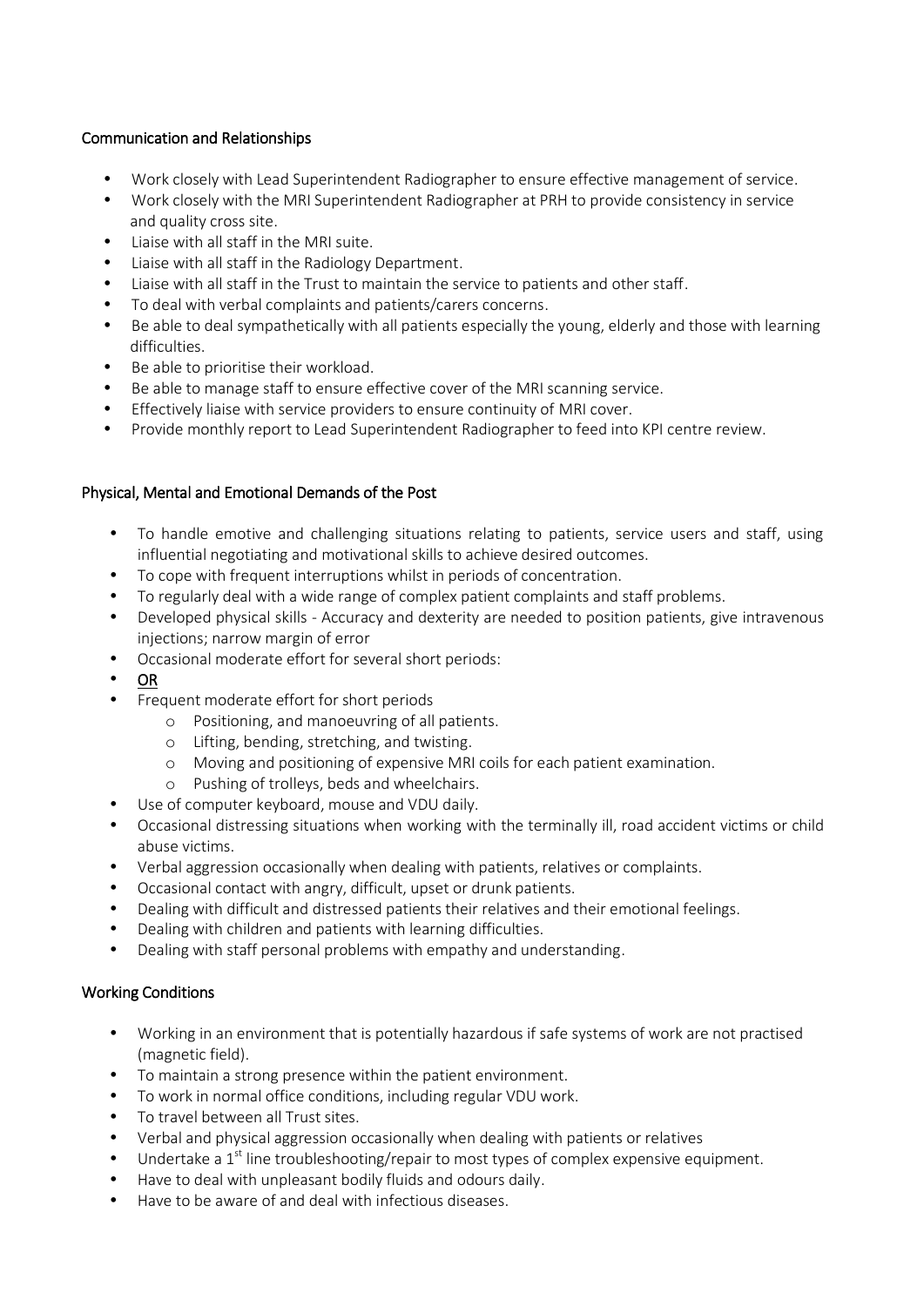### Communication and Relationships

- Work closely with Lead Superintendent Radiographer to ensure effective management of service.
- Work closely with the MRI Superintendent Radiographer at PRH to provide consistency in service and quality cross site.
- Liaise with all staff in the MRI suite.
- Liaise with all staff in the Radiology Department.
- Liaise with all staff in the Trust to maintain the service to patients and other staff.
- To deal with verbal complaints and patients/carers concerns.
- Be able to deal sympathetically with all patients especially the young, elderly and those with learning difficulties.
- Be able to prioritise their workload.
- Be able to manage staff to ensure effective cover of the MRI scanning service.
- Effectively liaise with service providers to ensure continuity of MRI cover.
- Provide monthly report to Lead Superintendent Radiographer to feed into KPI centre review.

### Physical, Mental and Emotional Demands of the Post

- To handle emotive and challenging situations relating to patients, service users and staff, using influential negotiating and motivational skills to achieve desired outcomes.
- To cope with frequent interruptions whilst in periods of concentration.
- To regularly deal with a wide range of complex patient complaints and staff problems.
- Developed physical skills - Accuracy and dexterity are needed to position patients, give intravenous injections; narrow margin of error
- Occasional moderate effort for several short periods:
- <u>OR</u>
- Frequent moderate effort for short periods
  - Positioning, and manoeuvring of all patients.
  - Lifting, bending, stretching, and twisting.
  - Moving and positioning of expensive MRI coils for each patient examination.
  - Pushing of trolleys, beds and wheelchairs.
- Use of computer keyboard, mouse and VDU daily.
- Occasional distressing situations when working with the terminally ill, road accident victims or child abuse victims.
- Verbal aggression occasionally when dealing with patients, relatives or complaints.
- Occasional contact with angry, difficult, upset or drunk patients.
- Dealing with difficult and distressed patients their relatives and their emotional feelings.
- Dealing with children and patients with learning difficulties.
- Dealing with staff personal problems with empathy and understanding.

### Working Conditions

- Working in an environment that is potentially hazardous if safe systems of work are not practised (magnetic field).
- To maintain a strong presence within the patient environment.
- To work in normal office conditions, including regular VDU work.
- To travel between all Trust sites.
- Verbal and physical aggression occasionally when dealing with patients or relatives
- Undertake a 1st line troubleshooting/repair to most types of complex expensive equipment.
- Have to deal with unpleasant bodily fluids and odours daily.
- Have to be aware of and deal with infectious diseases.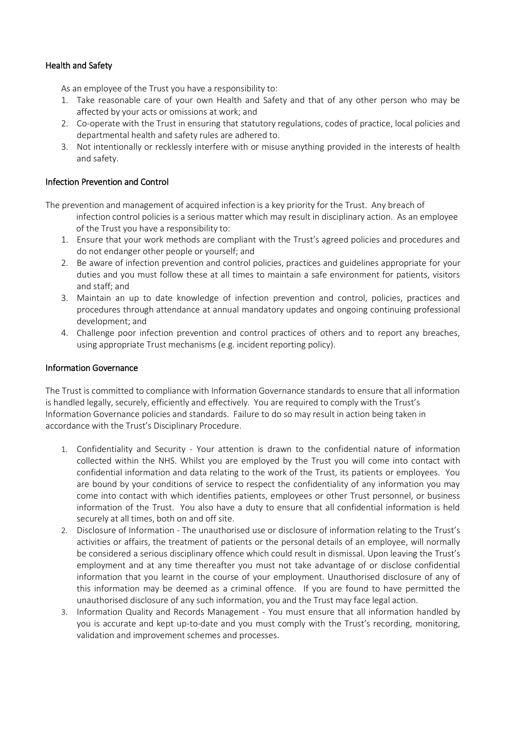## Health and Safety

As an employee of the Trust you have a responsibility to:

1. Take reasonable care of your own Health and Safety and that of any other person who may be affected by your acts or omissions at work; and
2. Co-operate with the Trust in ensuring that statutory regulations, codes of practice, local policies and departmental health and safety rules are adhered to.
3. Not intentionally or recklessly interfere with or misuse anything provided in the interests of health and safety.

## Infection Prevention and Control

The prevention and management of acquired infection is a key priority for the Trust. Any breach of infection control policies is a serious matter which may result in disciplinary action. As an employee of the Trust you have a responsibility to:

1. Ensure that your work methods are compliant with the Trust's agreed policies and procedures and do not endanger other people or yourself; and
2. Be aware of infection prevention and control policies, practices and guidelines appropriate for your duties and you must follow these at all times to maintain a safe environment for patients, visitors and staff; and
3. Maintain an up to date knowledge of infection prevention and control, policies, practices and procedures through attendance at annual mandatory updates and ongoing continuing professional development; and
4. Challenge poor infection prevention and control practices of others and to report any breaches, using appropriate Trust mechanisms (e.g. incident reporting policy).

## Information Governance

The Trust is committed to compliance with Information Governance standards to ensure that all information is handled legally, securely, efficiently and effectively. You are required to comply with the Trust's Information Governance policies and standards. Failure to do so may result in action being taken in accordance with the Trust's Disciplinary Procedure.

1. Confidentiality and Security - Your attention is drawn to the confidential nature of information collected within the NHS. Whilst you are employed by the Trust you will come into contact with confidential information and data relating to the work of the Trust, its patients or employees. You are bound by your conditions of service to respect the confidentiality of any information you may come into contact with which identifies patients, employees or other Trust personnel, or business information of the Trust. You also have a duty to ensure that all confidential information is held securely at all times, both on and off site.
2. Disclosure of Information - The unauthorised use or disclosure of information relating to the Trust's activities or affairs, the treatment of patients or the personal details of an employee, will normally be considered a serious disciplinary offence which could result in dismissal. Upon leaving the Trust's employment and at any time thereafter you must not take advantage of or disclose confidential information that you learnt in the course of your employment. Unauthorised disclosure of any of this information may be deemed as a criminal offence. If you are found to have permitted the unauthorised disclosure of any such information, you and the Trust may face legal action.
3. Information Quality and Records Management - You must ensure that all information handled by you is accurate and kept up-to-date and you must comply with the Trust's recording, monitoring, validation and improvement schemes and processes.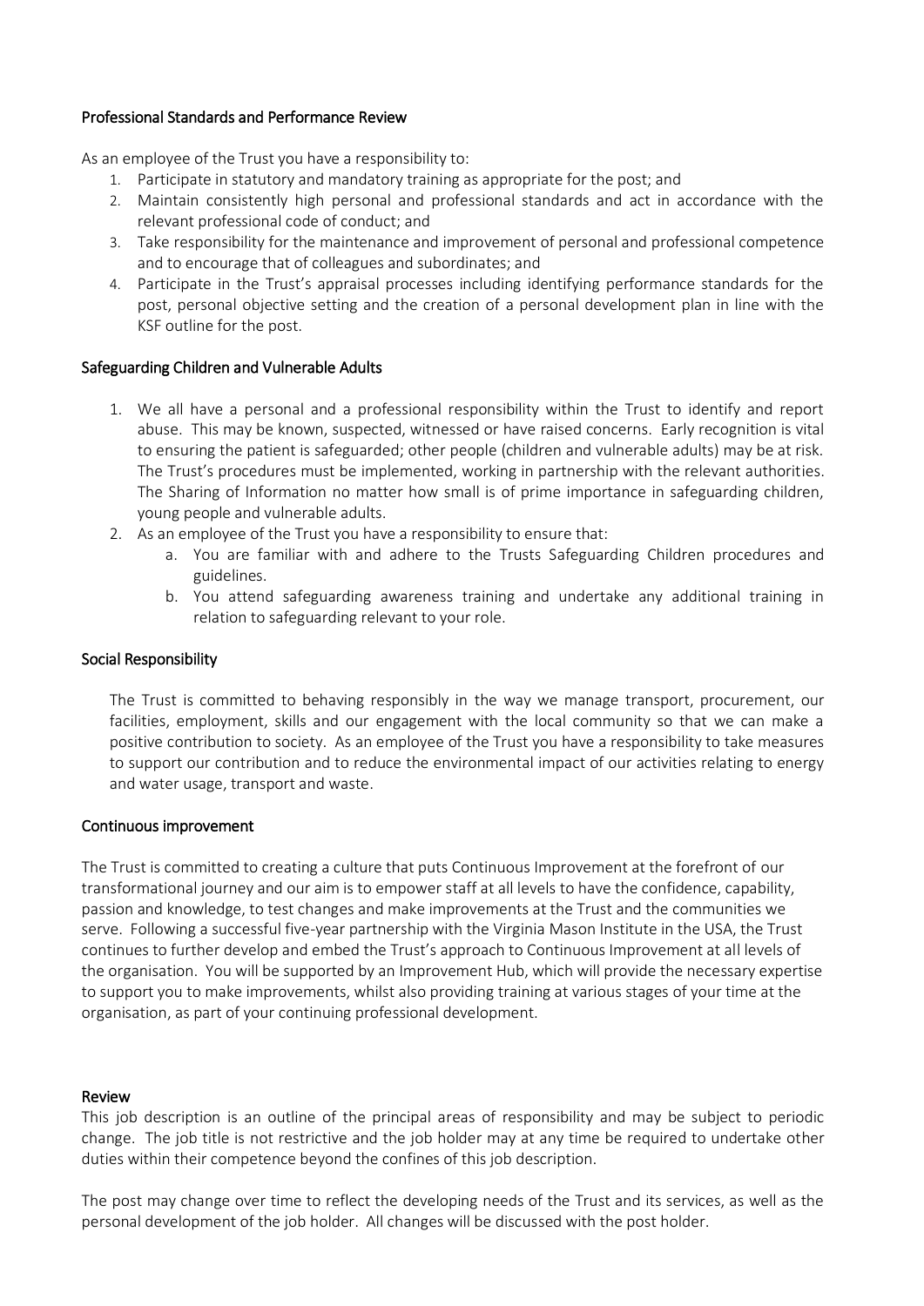### Professional Standards and Performance Review

As an employee of the Trust you have a responsibility to:

1. Participate in statutory and mandatory training as appropriate for the post; and
2. Maintain consistently high personal and professional standards and act in accordance with the relevant professional code of conduct; and
3. Take responsibility for the maintenance and improvement of personal and professional competence and to encourage that of colleagues and subordinates; and
4. Participate in the Trust's appraisal processes including identifying performance standards for the post, personal objective setting and the creation of a personal development plan in line with the KSF outline for the post.

### Safeguarding Children and Vulnerable Adults

1. We all have a personal and a professional responsibility within the Trust to identify and report abuse. This may be known, suspected, witnessed or have raised concerns. Early recognition is vital to ensuring the patient is safeguarded; other people (children and vulnerable adults) may be at risk. The Trust's procedures must be implemented, working in partnership with the relevant authorities. The Sharing of Information no matter how small is of prime importance in safeguarding children, young people and vulnerable adults.
2. As an employee of the Trust you have a responsibility to ensure that:
   a. You are familiar with and adhere to the Trusts Safeguarding Children procedures and guidelines.
   b. You attend safeguarding awareness training and undertake any additional training in relation to safeguarding relevant to your role.

### Social Responsibility

The Trust is committed to behaving responsibly in the way we manage transport, procurement, our facilities, employment, skills and our engagement with the local community so that we can make a positive contribution to society. As an employee of the Trust you have a responsibility to take measures to support our contribution and to reduce the environmental impact of our activities relating to energy and water usage, transport and waste.

### Continuous improvement

The Trust is committed to creating a culture that puts Continuous Improvement at the forefront of our transformational journey and our aim is to empower staff at all levels to have the confidence, capability, passion and knowledge, to test changes and make improvements at the Trust and the communities we serve. Following a successful five-year partnership with the Virginia Mason Institute in the USA, the Trust continues to further develop and embed the Trust's approach to Continuous Improvement at all levels of the organisation. You will be supported by an Improvement Hub, which will provide the necessary expertise to support you to make improvements, whilst also providing training at various stages of your time at the organisation, as part of your continuing professional development.

### Review

This job description is an outline of the principal areas of responsibility and may be subject to periodic change. The job title is not restrictive and the job holder may at any time be required to undertake other duties within their competence beyond the confines of this job description.

The post may change over time to reflect the developing needs of the Trust and its services, as well as the personal development of the job holder. All changes will be discussed with the post holder.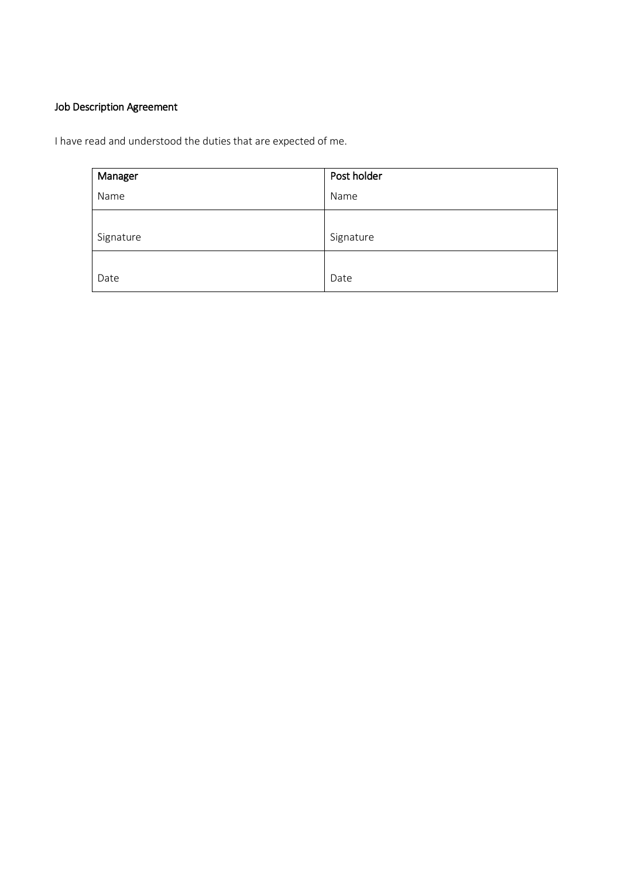## Job Description Agreement

I have read and understood the duties that are expected of me.

| Manager | Post holder |
| --- | --- |
| Name | Name |
| Signature | Signature |
| Date | Date |